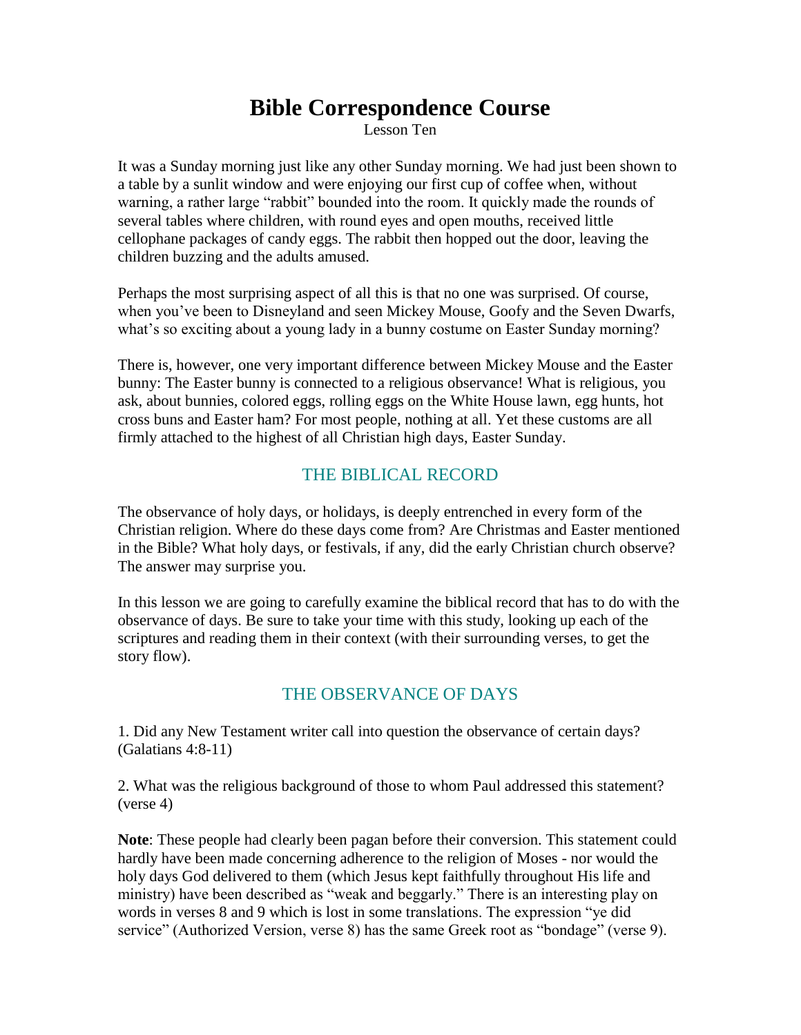# Bible Correspondence Course

Lesson Ten

It was a Sunday morning just like any other Sunday morning. We had just been shown to a table by a sunlit window and were enjoying our first cup of coffee when, without warning, a rather large "rabbit" bounded into the room. It quickly made the rounds of several tables where children, with round eyes and open mouths, received little cellophane packages of candy eggs. The rabbit then hopped out the door, leaving the children buzzing and the adults amused.

Perhaps the most surprising aspect of all this is that no one was surprised. Of course, when you've been to Disneyland and seen Mickey Mouse, Goofy and the Seven Dwarfs, what's so exciting about a young lady in a bunny costume on Easter Sunday morning?

There is, however, one very important difference between Mickey Mouse and the Easter bunny: The Easter bunny is connected to a religious observance! What is religious, you ask, about bunnies, colored eggs, rolling eggs on the White House lawn, egg hunts, hot cross buns and Easter ham? For most people, nothing at all. Yet these customs are all firmly attached to the highest of all Christian high days, Easter Sunday.

## THE BIBLICAL RECORD

The observance of holy days, or holidays, is deeply entrenched in every form of the Christian religion. Where do these days come from? Are Christmas and Easter mentioned in the Bible? What holy days, or festivals, if any, did the early Christian church observe? The answer may surprise you.

In this lesson we are going to carefully examine the biblical record that has to do with the observance of days. Be sure to take your time with this study, looking up each of the scriptures and reading them in their context (with their surrounding verses, to get the story flow).

## THE OBSERVANCE OF DAYS

1. Did any New Testament writer call into question the observance of certain days? (Galatians 4:8-11)

2. What was the religious background of those to whom Paul addressed this statement? (verse 4)

**Note**: These people had clearly been pagan before their conversion. This statement could hardly have been made concerning adherence to the religion of Moses - nor would the holy days God delivered to them (which Jesus kept faithfully throughout His life and ministry) have been described as "weak and beggarly." There is an interesting play on words in verses 8 and 9 which is lost in some translations. The expression "ye did service" (Authorized Version, verse 8) has the same Greek root as "bondage" (verse 9).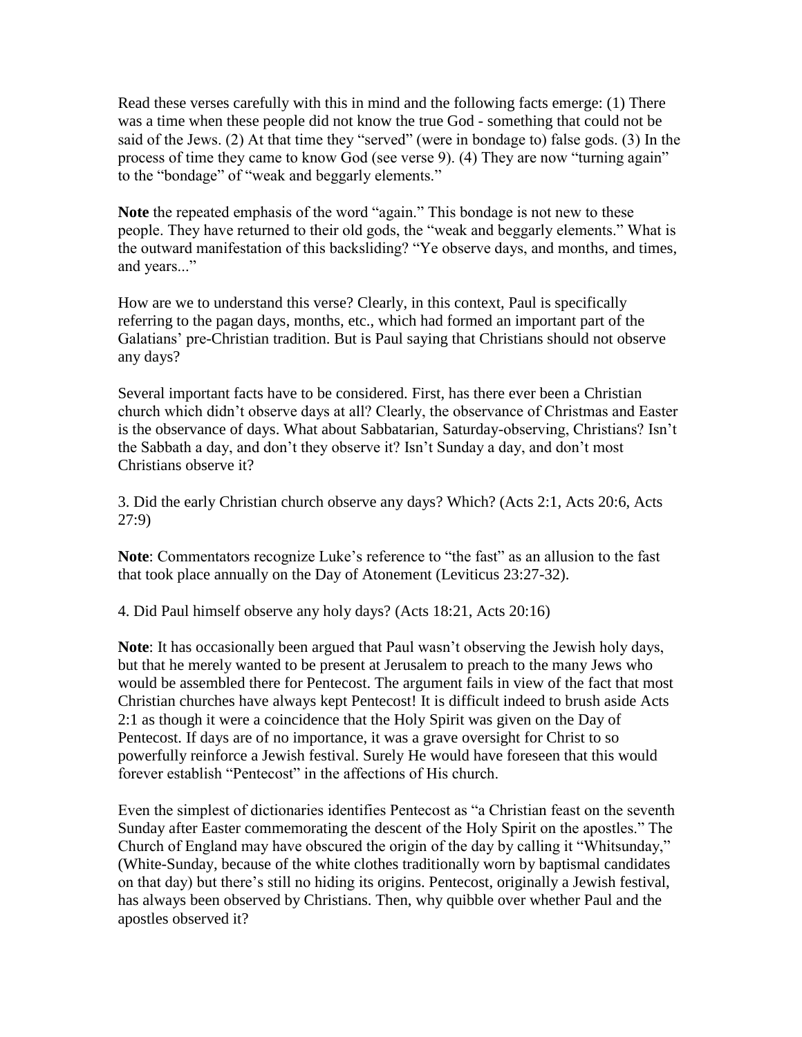Read these verses carefully with this in mind and the following facts emerge: (1) There was a time when these people did not know the true God - something that could not be said of the Jews. (2) At that time they "served" (were in bondage to) false gods. (3) In the process of time they came to know God (see verse 9). (4) They are now "turning again" to the "bondage" of "weak and beggarly elements."

**Note** the repeated emphasis of the word "again." This bondage is not new to these people. They have returned to their old gods, the "weak and beggarly elements." What is the outward manifestation of this backsliding? "Ye observe days, and months, and times, and years..."

How are we to understand this verse? Clearly, in this context, Paul is specifically referring to the pagan days, months, etc., which had formed an important part of the Galatians' pre-Christian tradition. But is Paul saying that Christians should not observe any days?

Several important facts have to be considered. First, has there ever been a Christian church which didn't observe days at all? Clearly, the observance of Christmas and Easter is the observance of days. What about Sabbatarian, Saturday-observing, Christians? Isn't the Sabbath a day, and don't they observe it? Isn't Sunday a day, and don't most Christians observe it?

3. Did the early Christian church observe any days? Which? (Acts 2:1, Acts 20:6, Acts 27:9)

**Note**: Commentators recognize Luke's reference to "the fast" as an allusion to the fast that took place annually on the Day of Atonement (Leviticus 23:27-32).

4. Did Paul himself observe any holy days? (Acts 18:21, Acts 20:16)

**Note**: It has occasionally been argued that Paul wasn't observing the Jewish holy days, but that he merely wanted to be present at Jerusalem to preach to the many Jews who would be assembled there for Pentecost. The argument fails in view of the fact that most Christian churches have always kept Pentecost! It is difficult indeed to brush aside Acts 2:1 as though it were a coincidence that the Holy Spirit was given on the Day of Pentecost. If days are of no importance, it was a grave oversight for Christ to so powerfully reinforce a Jewish festival. Surely He would have foreseen that this would forever establish "Pentecost" in the affections of His church.

Even the simplest of dictionaries identifies Pentecost as "a Christian feast on the seventh Sunday after Easter commemorating the descent of the Holy Spirit on the apostles." The Church of England may have obscured the origin of the day by calling it "Whitsunday," (White-Sunday, because of the white clothes traditionally worn by baptismal candidates on that day) but there's still no hiding its origins. Pentecost, originally a Jewish festival, has always been observed by Christians. Then, why quibble over whether Paul and the apostles observed it?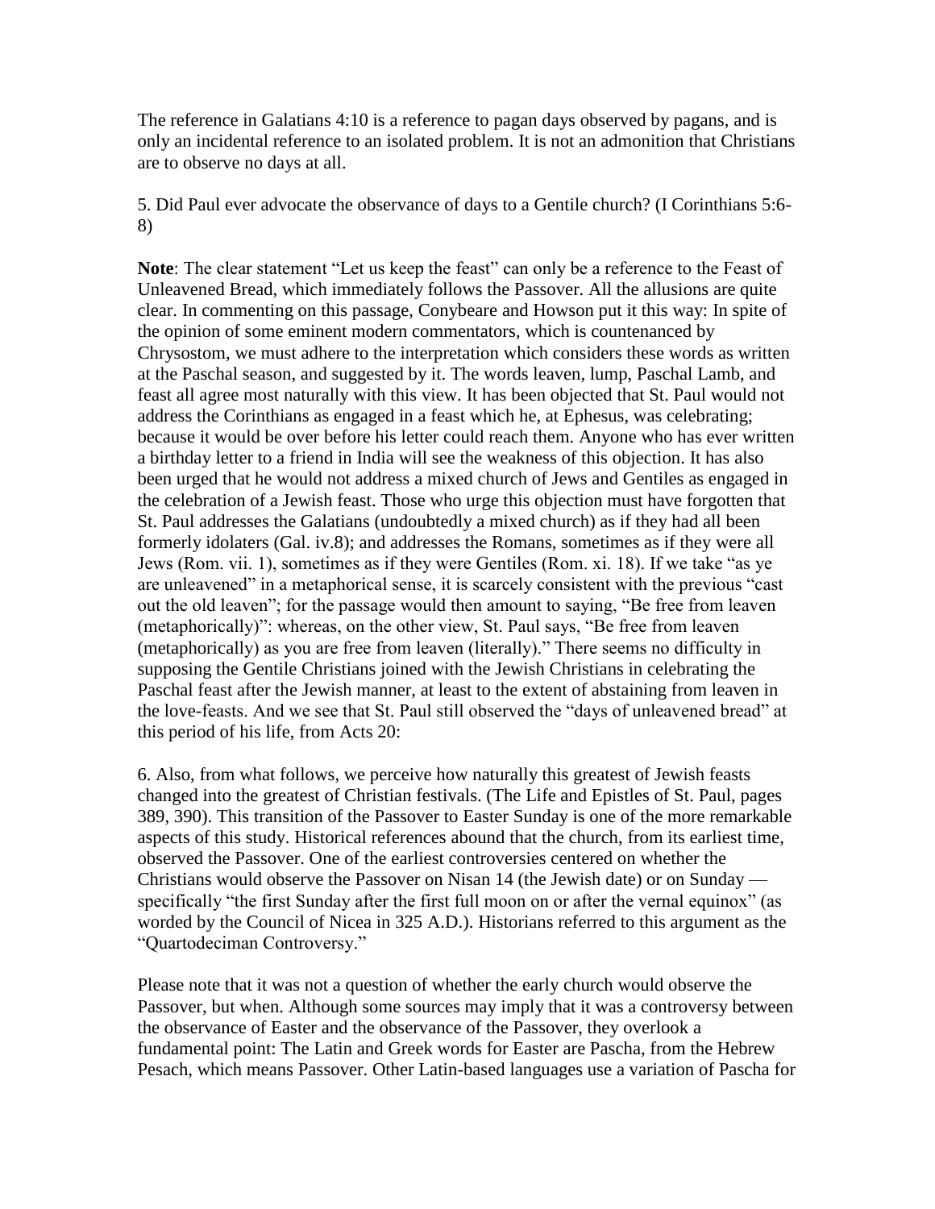The reference in Galatians 4:10 is a reference to pagan days observed by pagans, and is only an incidental reference to an isolated problem. It is not an admonition that Christians are to observe no days at all.

5. Did Paul ever advocate the observance of days to a Gentile church? (I Corinthians 5:6-8)

**Note**: The clear statement "Let us keep the feast" can only be a reference to the Feast of Unleavened Bread, which immediately follows the Passover. All the allusions are quite clear. In commenting on this passage, Conybeare and Howson put it this way: In spite of the opinion of some eminent modern commentators, which is countenanced by Chrysostom, we must adhere to the interpretation which considers these words as written at the Paschal season, and suggested by it. The words leaven, lump, Paschal Lamb, and feast all agree most naturally with this view. It has been objected that St. Paul would not address the Corinthians as engaged in a feast which he, at Ephesus, was celebrating; because it would be over before his letter could reach them. Anyone who has ever written a birthday letter to a friend in India will see the weakness of this objection. It has also been urged that he would not address a mixed church of Jews and Gentiles as engaged in the celebration of a Jewish feast. Those who urge this objection must have forgotten that St. Paul addresses the Galatians (undoubtedly a mixed church) as if they had all been formerly idolaters (Gal. iv.8); and addresses the Romans, sometimes as if they were all Jews (Rom. vii. 1), sometimes as if they were Gentiles (Rom. xi. 18). If we take "as ye are unleavened" in a metaphorical sense, it is scarcely consistent with the previous "cast out the old leaven"; for the passage would then amount to saying, "Be free from leaven (metaphorically)": whereas, on the other view, St. Paul says, "Be free from leaven (metaphorically) as you are free from leaven (literally)." There seems no difficulty in supposing the Gentile Christians joined with the Jewish Christians in celebrating the Paschal feast after the Jewish manner, at least to the extent of abstaining from leaven in the love-feasts. And we see that St. Paul still observed the "days of unleavened bread" at this period of his life, from Acts 20:

6. Also, from what follows, we perceive how naturally this greatest of Jewish feasts changed into the greatest of Christian festivals. (The Life and Epistles of St. Paul, pages 389, 390). This transition of the Passover to Easter Sunday is one of the more remarkable aspects of this study. Historical references abound that the church, from its earliest time, observed the Passover. One of the earliest controversies centered on whether the Christians would observe the Passover on Nisan 14 (the Jewish date) or on Sunday — specifically "the first Sunday after the first full moon on or after the vernal equinox" (as worded by the Council of Nicea in 325 A.D.). Historians referred to this argument as the "Quartodeciman Controversy."

Please note that it was not a question of whether the early church would observe the Passover, but when. Although some sources may imply that it was a controversy between the observance of Easter and the observance of the Passover, they overlook a fundamental point: The Latin and Greek words for Easter are Pascha, from the Hebrew Pesach, which means Passover. Other Latin-based languages use a variation of Pascha for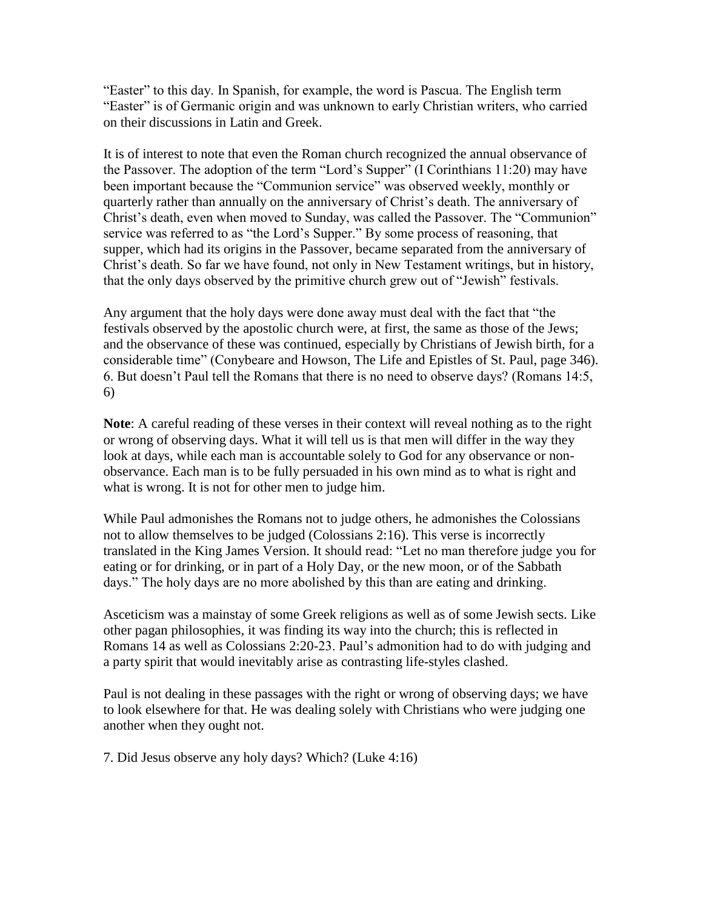"Easter" to this day. In Spanish, for example, the word is Pascua. The English term "Easter" is of Germanic origin and was unknown to early Christian writers, who carried on their discussions in Latin and Greek.

It is of interest to note that even the Roman church recognized the annual observance of the Passover. The adoption of the term "Lord's Supper" (I Corinthians 11:20) may have been important because the "Communion service" was observed weekly, monthly or quarterly rather than annually on the anniversary of Christ's death. The anniversary of Christ's death, even when moved to Sunday, was called the Passover. The "Communion" service was referred to as "the Lord's Supper." By some process of reasoning, that supper, which had its origins in the Passover, became separated from the anniversary of Christ's death. So far we have found, not only in New Testament writings, but in history, that the only days observed by the primitive church grew out of "Jewish" festivals.

Any argument that the holy days were done away must deal with the fact that "the festivals observed by the apostolic church were, at first, the same as those of the Jews; and the observance of these was continued, especially by Christians of Jewish birth, for a considerable time" (Conybeare and Howson, The Life and Epistles of St. Paul, page 346).
6. But doesn't Paul tell the Romans that there is no need to observe days? (Romans 14:5, 6)

**Note**: A careful reading of these verses in their context will reveal nothing as to the right or wrong of observing days. What it will tell us is that men will differ in the way they look at days, while each man is accountable solely to God for any observance or non-observance. Each man is to be fully persuaded in his own mind as to what is right and what is wrong. It is not for other men to judge him.

While Paul admonishes the Romans not to judge others, he admonishes the Colossians not to allow themselves to be judged (Colossians 2:16). This verse is incorrectly translated in the King James Version. It should read: "Let no man therefore judge you for eating or for drinking, or in part of a Holy Day, or the new moon, or of the Sabbath days." The holy days are no more abolished by this than are eating and drinking.

Asceticism was a mainstay of some Greek religions as well as of some Jewish sects. Like other pagan philosophies, it was finding its way into the church; this is reflected in Romans 14 as well as Colossians 2:20-23. Paul's admonition had to do with judging and a party spirit that would inevitably arise as contrasting life-styles clashed.

Paul is not dealing in these passages with the right or wrong of observing days; we have to look elsewhere for that. He was dealing solely with Christians who were judging one another when they ought not.

7. Did Jesus observe any holy days? Which? (Luke 4:16)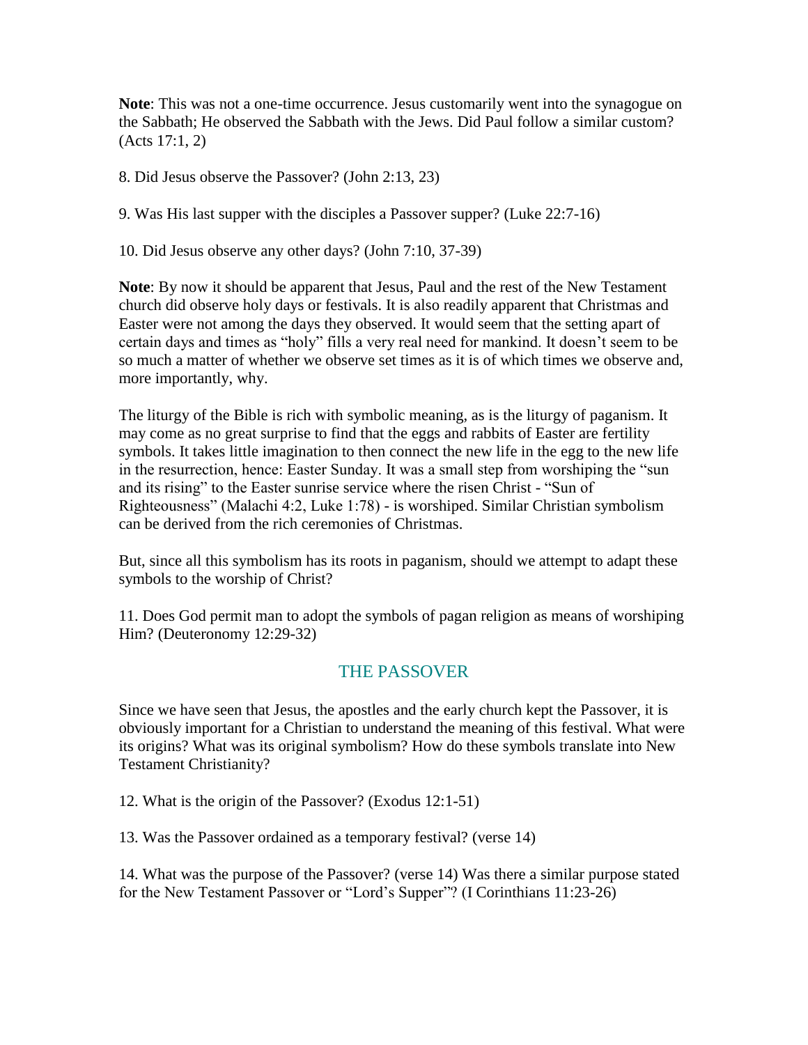**Note**: This was not a one-time occurrence. Jesus customarily went into the synagogue on the Sabbath; He observed the Sabbath with the Jews. Did Paul follow a similar custom? (Acts 17:1, 2)

8. Did Jesus observe the Passover? (John 2:13, 23)

9. Was His last supper with the disciples a Passover supper? (Luke 22:7-16)

10. Did Jesus observe any other days? (John 7:10, 37-39)

**Note**: By now it should be apparent that Jesus, Paul and the rest of the New Testament church did observe holy days or festivals. It is also readily apparent that Christmas and Easter were not among the days they observed. It would seem that the setting apart of certain days and times as "holy" fills a very real need for mankind. It doesn't seem to be so much a matter of whether we observe set times as it is of which times we observe and, more importantly, why.

The liturgy of the Bible is rich with symbolic meaning, as is the liturgy of paganism. It may come as no great surprise to find that the eggs and rabbits of Easter are fertility symbols. It takes little imagination to then connect the new life in the egg to the new life in the resurrection, hence: Easter Sunday. It was a small step from worshiping the "sun and its rising" to the Easter sunrise service where the risen Christ - "Sun of Righteousness" (Malachi 4:2, Luke 1:78) - is worshiped. Similar Christian symbolism can be derived from the rich ceremonies of Christmas.

But, since all this symbolism has its roots in paganism, should we attempt to adapt these symbols to the worship of Christ?

11. Does God permit man to adopt the symbols of pagan religion as means of worshiping Him? (Deuteronomy 12:29-32)

## THE PASSOVER

Since we have seen that Jesus, the apostles and the early church kept the Passover, it is obviously important for a Christian to understand the meaning of this festival. What were its origins? What was its original symbolism? How do these symbols translate into New Testament Christianity?

12. What is the origin of the Passover? (Exodus 12:1-51)

13. Was the Passover ordained as a temporary festival? (verse 14)

14. What was the purpose of the Passover? (verse 14) Was there a similar purpose stated for the New Testament Passover or "Lord's Supper"? (I Corinthians 11:23-26)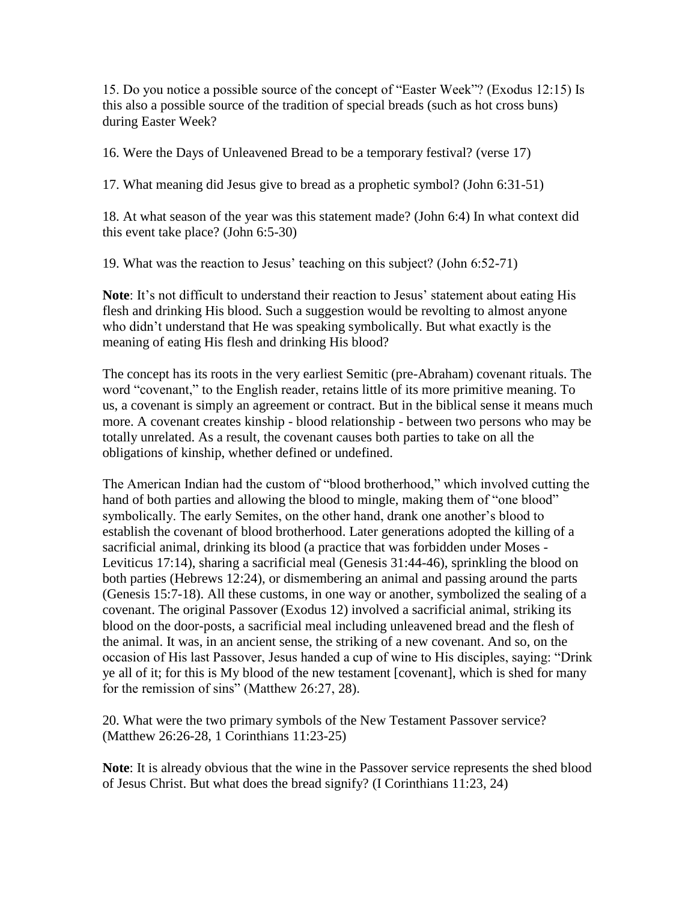15. Do you notice a possible source of the concept of "Easter Week"? (Exodus 12:15) Is this also a possible source of the tradition of special breads (such as hot cross buns) during Easter Week?

16. Were the Days of Unleavened Bread to be a temporary festival? (verse 17)

17. What meaning did Jesus give to bread as a prophetic symbol? (John 6:31-51)

18. At what season of the year was this statement made? (John 6:4) In what context did this event take place? (John 6:5-30)

19. What was the reaction to Jesus' teaching on this subject? (John 6:52-71)

**Note**: It's not difficult to understand their reaction to Jesus' statement about eating His flesh and drinking His blood. Such a suggestion would be revolting to almost anyone who didn't understand that He was speaking symbolically. But what exactly is the meaning of eating His flesh and drinking His blood?

The concept has its roots in the very earliest Semitic (pre-Abraham) covenant rituals. The word "covenant," to the English reader, retains little of its more primitive meaning. To us, a covenant is simply an agreement or contract. But in the biblical sense it means much more. A covenant creates kinship - blood relationship - between two persons who may be totally unrelated. As a result, the covenant causes both parties to take on all the obligations of kinship, whether defined or undefined.

The American Indian had the custom of "blood brotherhood," which involved cutting the hand of both parties and allowing the blood to mingle, making them of "one blood" symbolically. The early Semites, on the other hand, drank one another's blood to establish the covenant of blood brotherhood. Later generations adopted the killing of a sacrificial animal, drinking its blood (a practice that was forbidden under Moses - Leviticus 17:14), sharing a sacrificial meal (Genesis 31:44-46), sprinkling the blood on both parties (Hebrews 12:24), or dismembering an animal and passing around the parts (Genesis 15:7-18). All these customs, in one way or another, symbolized the sealing of a covenant. The original Passover (Exodus 12) involved a sacrificial animal, striking its blood on the door-posts, a sacrificial meal including unleavened bread and the flesh of the animal. It was, in an ancient sense, the striking of a new covenant. And so, on the occasion of His last Passover, Jesus handed a cup of wine to His disciples, saying: "Drink ye all of it; for this is My blood of the new testament [covenant], which is shed for many for the remission of sins" (Matthew 26:27, 28).

20. What were the two primary symbols of the New Testament Passover service? (Matthew 26:26-28, 1 Corinthians 11:23-25)

**Note**: It is already obvious that the wine in the Passover service represents the shed blood of Jesus Christ. But what does the bread signify? (I Corinthians 11:23, 24)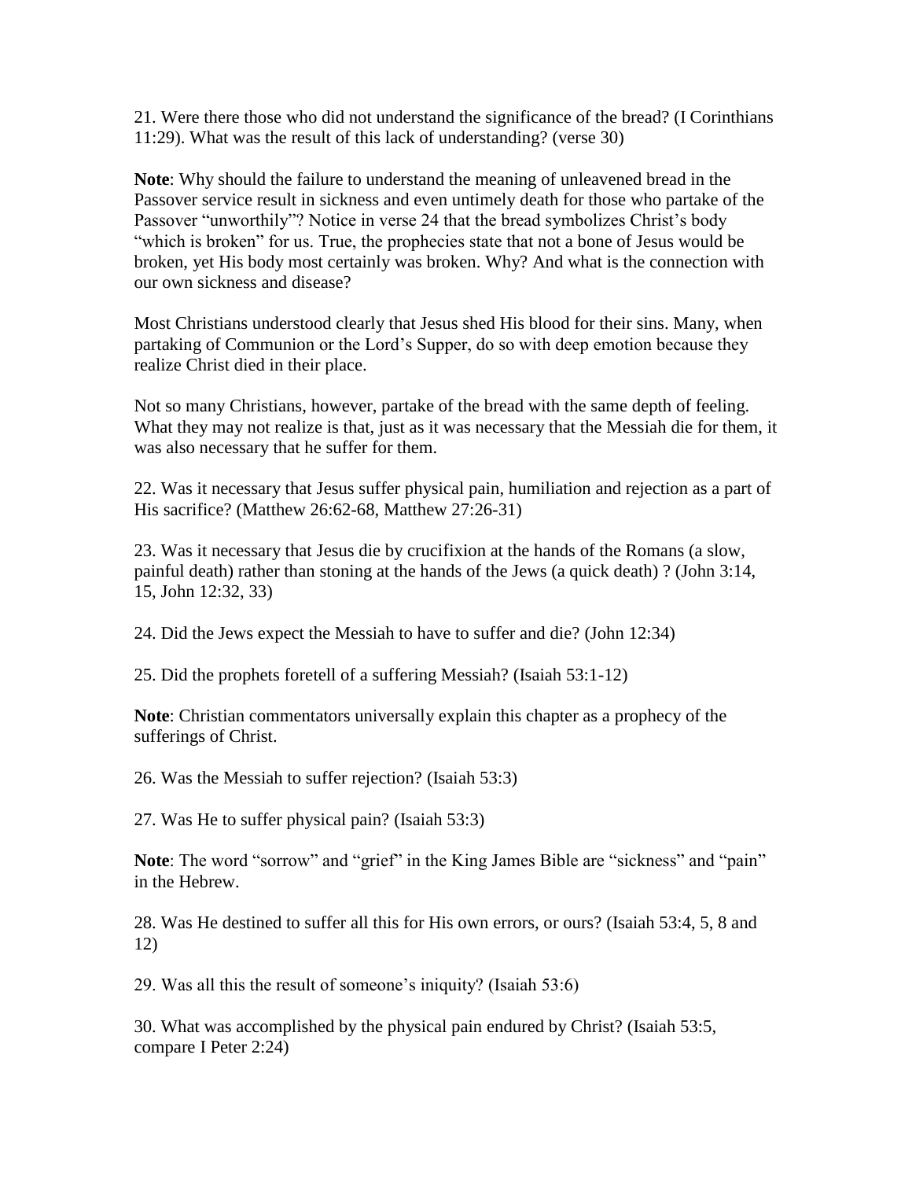21. Were there those who did not understand the significance of the bread? (I Corinthians 11:29). What was the result of this lack of understanding? (verse 30)

**Note**: Why should the failure to understand the meaning of unleavened bread in the Passover service result in sickness and even untimely death for those who partake of the Passover "unworthily"? Notice in verse 24 that the bread symbolizes Christ's body "which is broken" for us. True, the prophecies state that not a bone of Jesus would be broken, yet His body most certainly was broken. Why? And what is the connection with our own sickness and disease?

Most Christians understood clearly that Jesus shed His blood for their sins. Many, when partaking of Communion or the Lord's Supper, do so with deep emotion because they realize Christ died in their place.

Not so many Christians, however, partake of the bread with the same depth of feeling. What they may not realize is that, just as it was necessary that the Messiah die for them, it was also necessary that he suffer for them.

22. Was it necessary that Jesus suffer physical pain, humiliation and rejection as a part of His sacrifice? (Matthew 26:62-68, Matthew 27:26-31)

23. Was it necessary that Jesus die by crucifixion at the hands of the Romans (a slow, painful death) rather than stoning at the hands of the Jews (a quick death) ? (John 3:14, 15, John 12:32, 33)

24. Did the Jews expect the Messiah to have to suffer and die? (John 12:34)

25. Did the prophets foretell of a suffering Messiah? (Isaiah 53:1-12)

**Note**: Christian commentators universally explain this chapter as a prophecy of the sufferings of Christ.

26. Was the Messiah to suffer rejection? (Isaiah 53:3)

27. Was He to suffer physical pain? (Isaiah 53:3)

**Note**: The word "sorrow" and "grief" in the King James Bible are "sickness" and "pain" in the Hebrew.

28. Was He destined to suffer all this for His own errors, or ours? (Isaiah 53:4, 5, 8 and 12)

29. Was all this the result of someone's iniquity? (Isaiah 53:6)

30. What was accomplished by the physical pain endured by Christ? (Isaiah 53:5, compare I Peter 2:24)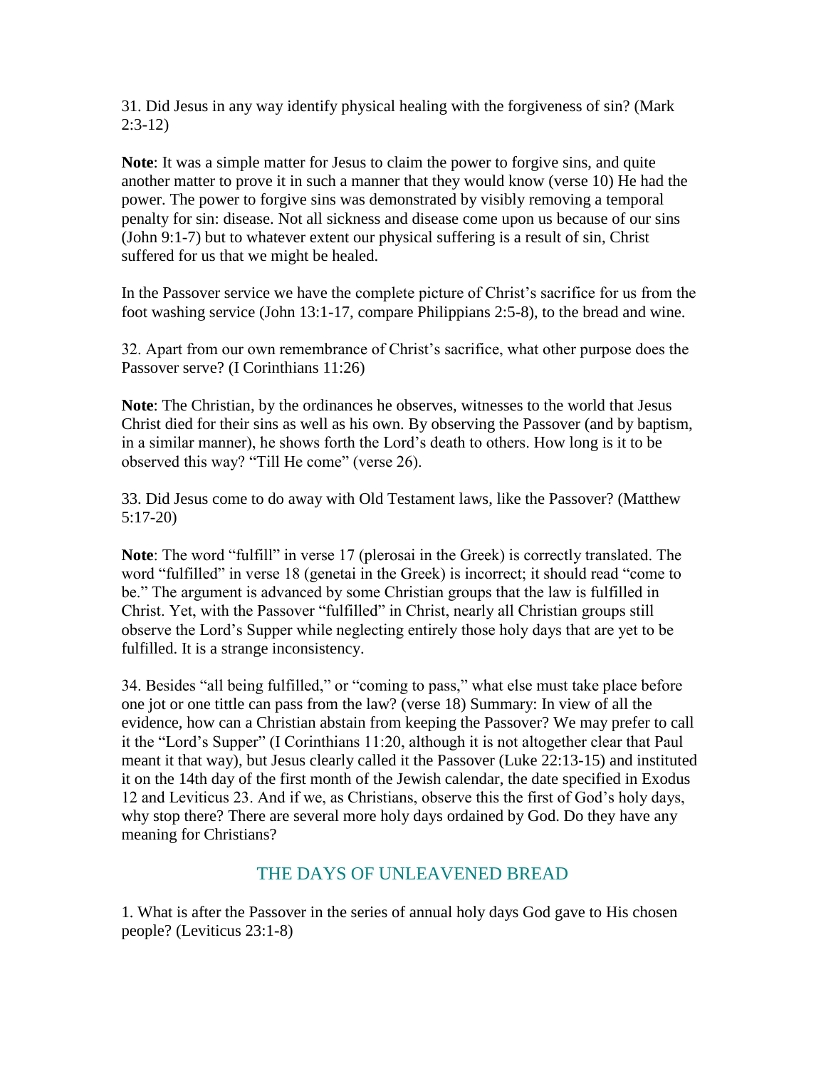31. Did Jesus in any way identify physical healing with the forgiveness of sin? (Mark 2:3-12)

**Note**: It was a simple matter for Jesus to claim the power to forgive sins, and quite another matter to prove it in such a manner that they would know (verse 10) He had the power. The power to forgive sins was demonstrated by visibly removing a temporal penalty for sin: disease. Not all sickness and disease come upon us because of our sins (John 9:1-7) but to whatever extent our physical suffering is a result of sin, Christ suffered for us that we might be healed.

In the Passover service we have the complete picture of Christ's sacrifice for us from the foot washing service (John 13:1-17, compare Philippians 2:5-8), to the bread and wine.

32. Apart from our own remembrance of Christ's sacrifice, what other purpose does the Passover serve? (I Corinthians 11:26)

**Note**: The Christian, by the ordinances he observes, witnesses to the world that Jesus Christ died for their sins as well as his own. By observing the Passover (and by baptism, in a similar manner), he shows forth the Lord's death to others. How long is it to be observed this way? "Till He come" (verse 26).

33. Did Jesus come to do away with Old Testament laws, like the Passover? (Matthew 5:17-20)

**Note**: The word "fulfill" in verse 17 (plerosai in the Greek) is correctly translated. The word "fulfilled" in verse 18 (genetai in the Greek) is incorrect; it should read "come to be." The argument is advanced by some Christian groups that the law is fulfilled in Christ. Yet, with the Passover "fulfilled" in Christ, nearly all Christian groups still observe the Lord's Supper while neglecting entirely those holy days that are yet to be fulfilled. It is a strange inconsistency.

34. Besides "all being fulfilled," or "coming to pass," what else must take place before one jot or one tittle can pass from the law? (verse 18) Summary: In view of all the evidence, how can a Christian abstain from keeping the Passover? We may prefer to call it the "Lord's Supper" (I Corinthians 11:20, although it is not altogether clear that Paul meant it that way), but Jesus clearly called it the Passover (Luke 22:13-15) and instituted it on the 14th day of the first month of the Jewish calendar, the date specified in Exodus 12 and Leviticus 23. And if we, as Christians, observe this the first of God's holy days, why stop there? There are several more holy days ordained by God. Do they have any meaning for Christians?

## THE DAYS OF UNLEAVENED BREAD

1. What is after the Passover in the series of annual holy days God gave to His chosen people? (Leviticus 23:1-8)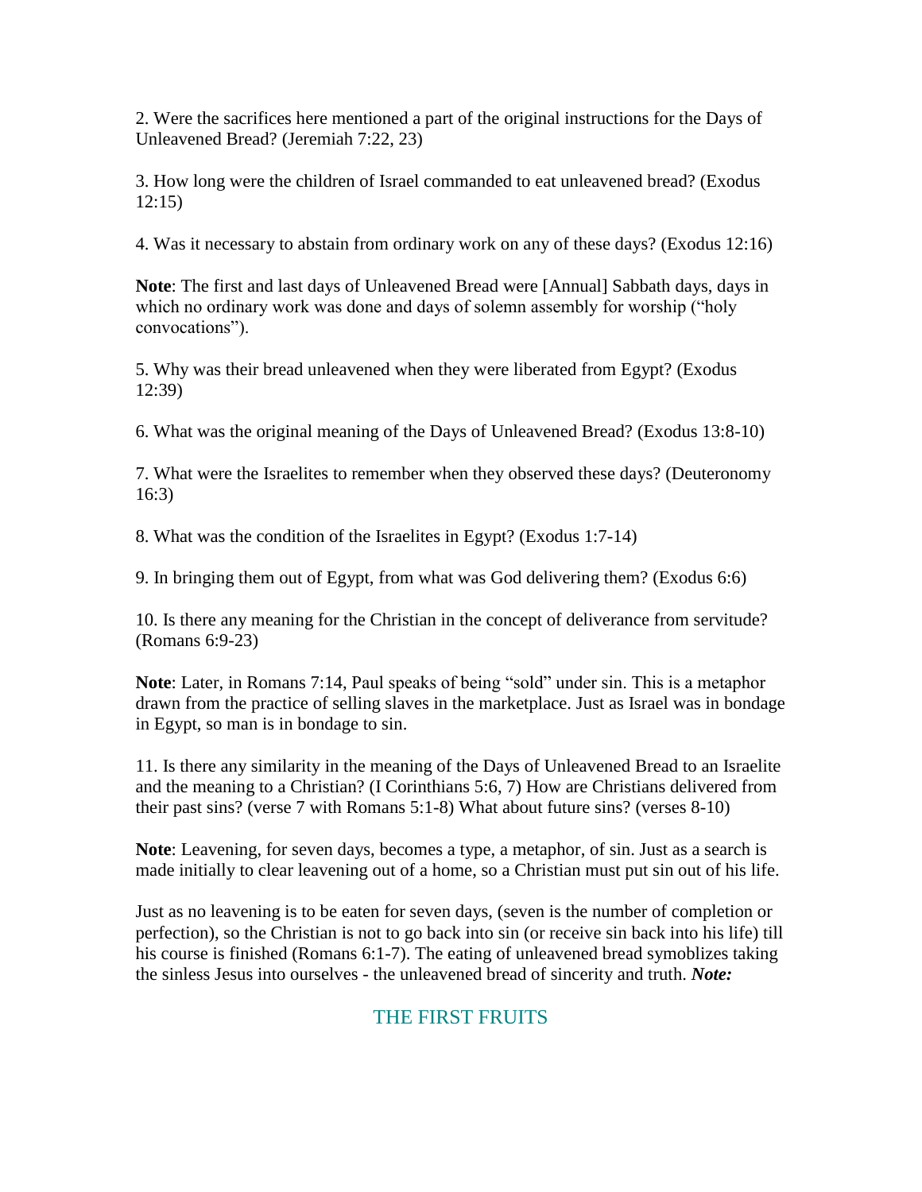2. Were the sacrifices here mentioned a part of the original instructions for the Days of Unleavened Bread? (Jeremiah 7:22, 23)

3. How long were the children of Israel commanded to eat unleavened bread? (Exodus 12:15)

4. Was it necessary to abstain from ordinary work on any of these days? (Exodus 12:16)

**Note**: The first and last days of Unleavened Bread were [Annual] Sabbath days, days in which no ordinary work was done and days of solemn assembly for worship ("holy convocations").

5. Why was their bread unleavened when they were liberated from Egypt? (Exodus 12:39)

6. What was the original meaning of the Days of Unleavened Bread? (Exodus 13:8-10)

7. What were the Israelites to remember when they observed these days? (Deuteronomy 16:3)

8. What was the condition of the Israelites in Egypt? (Exodus 1:7-14)

9. In bringing them out of Egypt, from what was God delivering them? (Exodus 6:6)

10. Is there any meaning for the Christian in the concept of deliverance from servitude? (Romans 6:9-23)

**Note**: Later, in Romans 7:14, Paul speaks of being "sold" under sin. This is a metaphor drawn from the practice of selling slaves in the marketplace. Just as Israel was in bondage in Egypt, so man is in bondage to sin.

11. Is there any similarity in the meaning of the Days of Unleavened Bread to an Israelite and the meaning to a Christian? (I Corinthians 5:6, 7) How are Christians delivered from their past sins? (verse 7 with Romans 5:1-8) What about future sins? (verses 8-10)

**Note**: Leavening, for seven days, becomes a type, a metaphor, of sin. Just as a search is made initially to clear leavening out of a home, so a Christian must put sin out of his life.

Just as no leavening is to be eaten for seven days, (seven is the number of completion or perfection), so the Christian is not to go back into sin (or receive sin back into his life) till his course is finished (Romans 6:1-7). The eating of unleavened bread symoblizes taking the sinless Jesus into ourselves - the unleavened bread of sincerity and truth. ***Note:***

## THE FIRST FRUITS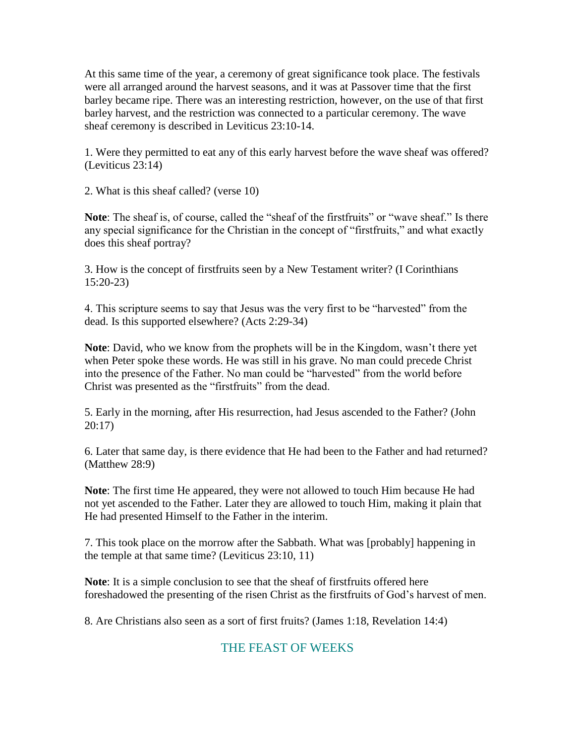At this same time of the year, a ceremony of great significance took place. The festivals were all arranged around the harvest seasons, and it was at Passover time that the first barley became ripe. There was an interesting restriction, however, on the use of that first barley harvest, and the restriction was connected to a particular ceremony. The wave sheaf ceremony is described in Leviticus 23:10-14.

1. Were they permitted to eat any of this early harvest before the wave sheaf was offered? (Leviticus 23:14)

2. What is this sheaf called? (verse 10)

**Note**: The sheaf is, of course, called the "sheaf of the firstfruits" or "wave sheaf." Is there any special significance for the Christian in the concept of "firstfruits," and what exactly does this sheaf portray?

3. How is the concept of firstfruits seen by a New Testament writer? (I Corinthians 15:20-23)

4. This scripture seems to say that Jesus was the very first to be "harvested" from the dead. Is this supported elsewhere? (Acts 2:29-34)

**Note**: David, who we know from the prophets will be in the Kingdom, wasn't there yet when Peter spoke these words. He was still in his grave. No man could precede Christ into the presence of the Father. No man could be "harvested" from the world before Christ was presented as the "firstfruits" from the dead.

5. Early in the morning, after His resurrection, had Jesus ascended to the Father? (John 20:17)

6. Later that same day, is there evidence that He had been to the Father and had returned? (Matthew 28:9)

**Note**: The first time He appeared, they were not allowed to touch Him because He had not yet ascended to the Father. Later they are allowed to touch Him, making it plain that He had presented Himself to the Father in the interim.

7. This took place on the morrow after the Sabbath. What was [probably] happening in the temple at that same time? (Leviticus 23:10, 11)

**Note**: It is a simple conclusion to see that the sheaf of firstfruits offered here foreshadowed the presenting of the risen Christ as the firstfruits of God's harvest of men.

8. Are Christians also seen as a sort of first fruits? (James 1:18, Revelation 14:4)

## THE FEAST OF WEEKS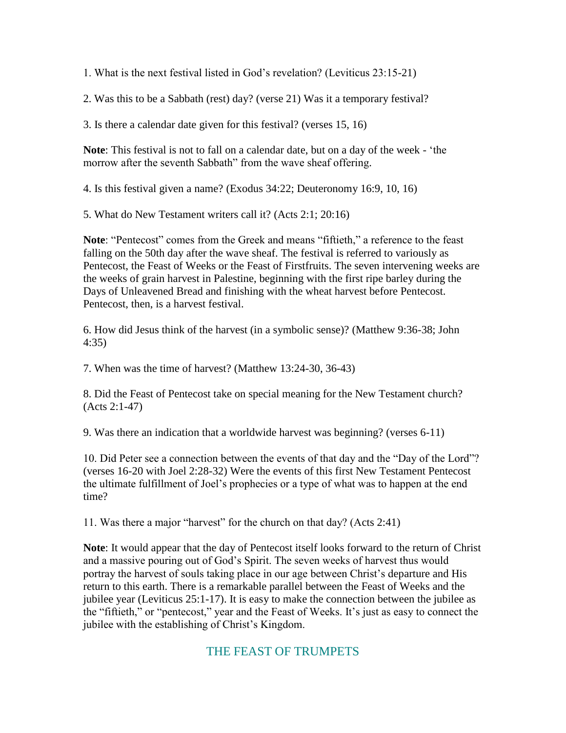1. What is the next festival listed in God's revelation? (Leviticus 23:15-21)

2. Was this to be a Sabbath (rest) day? (verse 21) Was it a temporary festival?

3. Is there a calendar date given for this festival? (verses 15, 16)

**Note**: This festival is not to fall on a calendar date, but on a day of the week - 'the morrow after the seventh Sabbath" from the wave sheaf offering.

4. Is this festival given a name? (Exodus 34:22; Deuteronomy 16:9, 10, 16)

5. What do New Testament writers call it? (Acts 2:1; 20:16)

**Note**: "Pentecost" comes from the Greek and means "fiftieth," a reference to the feast falling on the 50th day after the wave sheaf. The festival is referred to variously as Pentecost, the Feast of Weeks or the Feast of Firstfruits. The seven intervening weeks are the weeks of grain harvest in Palestine, beginning with the first ripe barley during the Days of Unleavened Bread and finishing with the wheat harvest before Pentecost. Pentecost, then, is a harvest festival.

6. How did Jesus think of the harvest (in a symbolic sense)? (Matthew 9:36-38; John 4:35)

7. When was the time of harvest? (Matthew 13:24-30, 36-43)

8. Did the Feast of Pentecost take on special meaning for the New Testament church? (Acts 2:1-47)

9. Was there an indication that a worldwide harvest was beginning? (verses 6-11)

10. Did Peter see a connection between the events of that day and the "Day of the Lord"? (verses 16-20 with Joel 2:28-32) Were the events of this first New Testament Pentecost the ultimate fulfillment of Joel's prophecies or a type of what was to happen at the end time?

11. Was there a major "harvest" for the church on that day? (Acts 2:41)

**Note**: It would appear that the day of Pentecost itself looks forward to the return of Christ and a massive pouring out of God's Spirit. The seven weeks of harvest thus would portray the harvest of souls taking place in our age between Christ's departure and His return to this earth. There is a remarkable parallel between the Feast of Weeks and the jubilee year (Leviticus 25:1-17). It is easy to make the connection between the jubilee as the "fiftieth," or "pentecost," year and the Feast of Weeks. It's just as easy to connect the jubilee with the establishing of Christ's Kingdom.

## THE FEAST OF TRUMPETS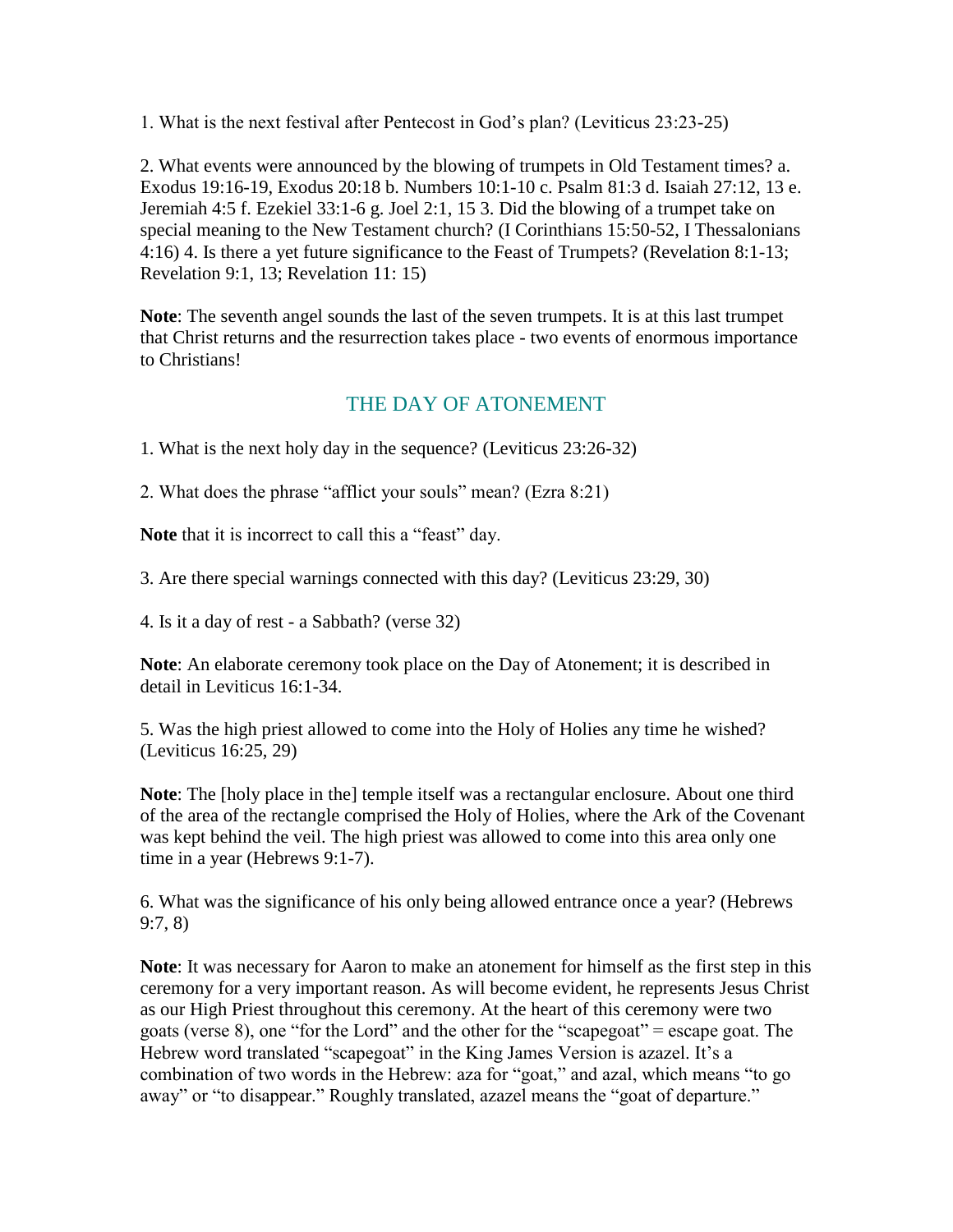1. What is the next festival after Pentecost in God's plan? (Leviticus 23:23-25)

2. What events were announced by the blowing of trumpets in Old Testament times? a. Exodus 19:16-19, Exodus 20:18 b. Numbers 10:1-10 c. Psalm 81:3 d. Isaiah 27:12, 13 e. Jeremiah 4:5 f. Ezekiel 33:1-6 g. Joel 2:1, 15 3. Did the blowing of a trumpet take on special meaning to the New Testament church? (I Corinthians 15:50-52, I Thessalonians 4:16) 4. Is there a yet future significance to the Feast of Trumpets? (Revelation 8:1-13; Revelation 9:1, 13; Revelation 11: 15)

**Note**: The seventh angel sounds the last of the seven trumpets. It is at this last trumpet that Christ returns and the resurrection takes place - two events of enormous importance to Christians!

## THE DAY OF ATONEMENT

1. What is the next holy day in the sequence? (Leviticus 23:26-32)

2. What does the phrase "afflict your souls" mean? (Ezra 8:21)

**Note** that it is incorrect to call this a "feast" day.

3. Are there special warnings connected with this day? (Leviticus 23:29, 30)

4. Is it a day of rest - a Sabbath? (verse 32)

**Note**: An elaborate ceremony took place on the Day of Atonement; it is described in detail in Leviticus 16:1-34.

5. Was the high priest allowed to come into the Holy of Holies any time he wished? (Leviticus 16:25, 29)

**Note**: The [holy place in the] temple itself was a rectangular enclosure. About one third of the area of the rectangle comprised the Holy of Holies, where the Ark of the Covenant was kept behind the veil. The high priest was allowed to come into this area only one time in a year (Hebrews 9:1-7).

6. What was the significance of his only being allowed entrance once a year? (Hebrews 9:7, 8)

**Note**: It was necessary for Aaron to make an atonement for himself as the first step in this ceremony for a very important reason. As will become evident, he represents Jesus Christ as our High Priest throughout this ceremony. At the heart of this ceremony were two goats (verse 8), one "for the Lord" and the other for the "scapegoat" = escape goat. The Hebrew word translated "scapegoat" in the King James Version is azazel. It's a combination of two words in the Hebrew: aza for "goat," and azal, which means "to go away" or "to disappear." Roughly translated, azazel means the "goat of departure."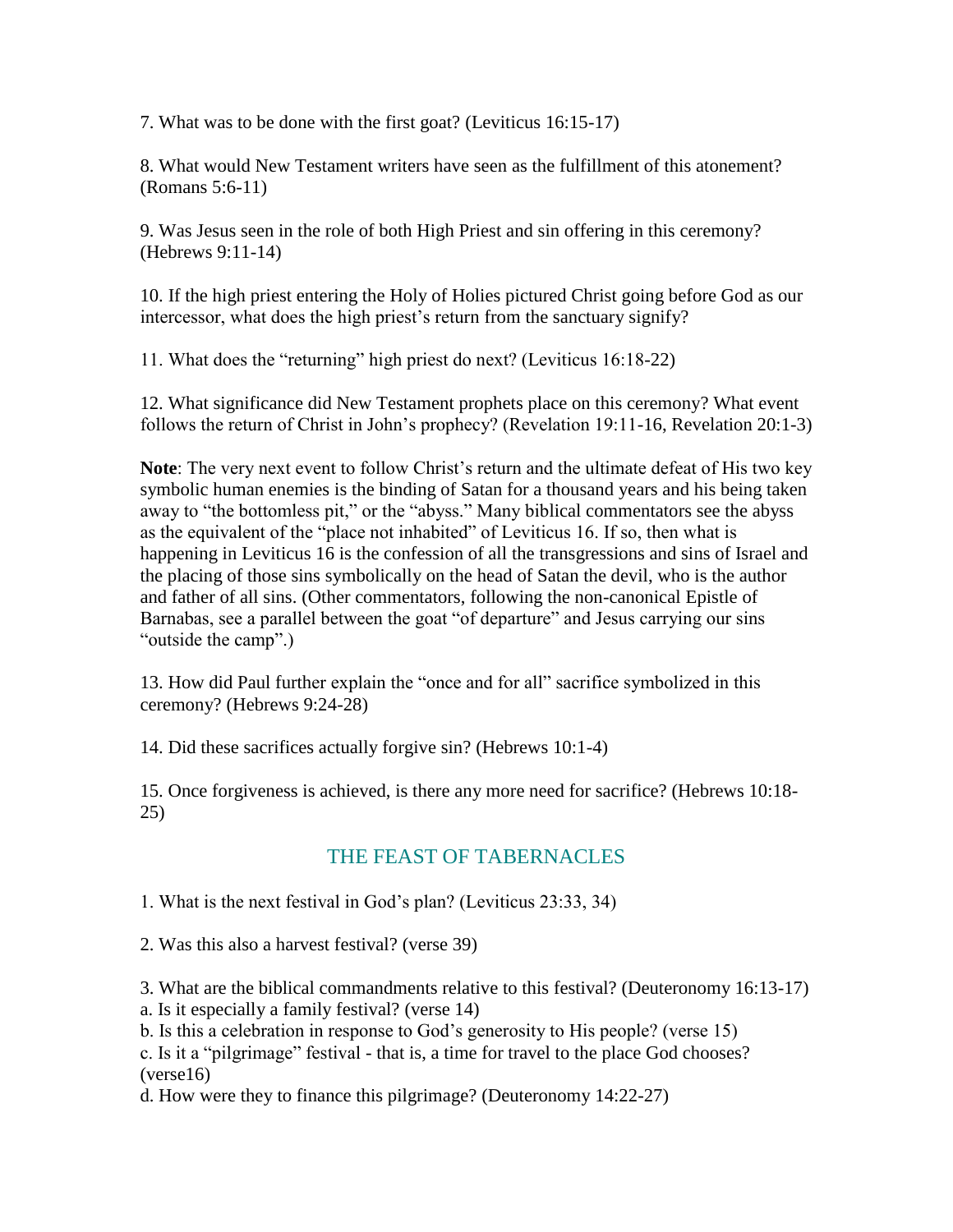7. What was to be done with the first goat? (Leviticus 16:15-17)

8. What would New Testament writers have seen as the fulfillment of this atonement? (Romans 5:6-11)

9. Was Jesus seen in the role of both High Priest and sin offering in this ceremony? (Hebrews 9:11-14)

10. If the high priest entering the Holy of Holies pictured Christ going before God as our intercessor, what does the high priest's return from the sanctuary signify?

11. What does the "returning" high priest do next? (Leviticus 16:18-22)

12. What significance did New Testament prophets place on this ceremony? What event follows the return of Christ in John's prophecy? (Revelation 19:11-16, Revelation 20:1-3)

**Note**: The very next event to follow Christ's return and the ultimate defeat of His two key symbolic human enemies is the binding of Satan for a thousand years and his being taken away to "the bottomless pit," or the "abyss." Many biblical commentators see the abyss as the equivalent of the "place not inhabited" of Leviticus 16. If so, then what is happening in Leviticus 16 is the confession of all the transgressions and sins of Israel and the placing of those sins symbolically on the head of Satan the devil, who is the author and father of all sins. (Other commentators, following the non-canonical Epistle of Barnabas, see a parallel between the goat "of departure" and Jesus carrying our sins "outside the camp".)

13. How did Paul further explain the "once and for all" sacrifice symbolized in this ceremony? (Hebrews 9:24-28)

14. Did these sacrifices actually forgive sin? (Hebrews 10:1-4)

15. Once forgiveness is achieved, is there any more need for sacrifice? (Hebrews 10:18-25)

## THE FEAST OF TABERNACLES

1. What is the next festival in God's plan? (Leviticus 23:33, 34)

2. Was this also a harvest festival? (verse 39)

3. What are the biblical commandments relative to this festival? (Deuteronomy 16:13-17)
a. Is it especially a family festival? (verse 14)
b. Is this a celebration in response to God's generosity to His people? (verse 15)
c. Is it a "pilgrimage" festival - that is, a time for travel to the place God chooses? (verse16)
d. How were they to finance this pilgrimage? (Deuteronomy 14:22-27)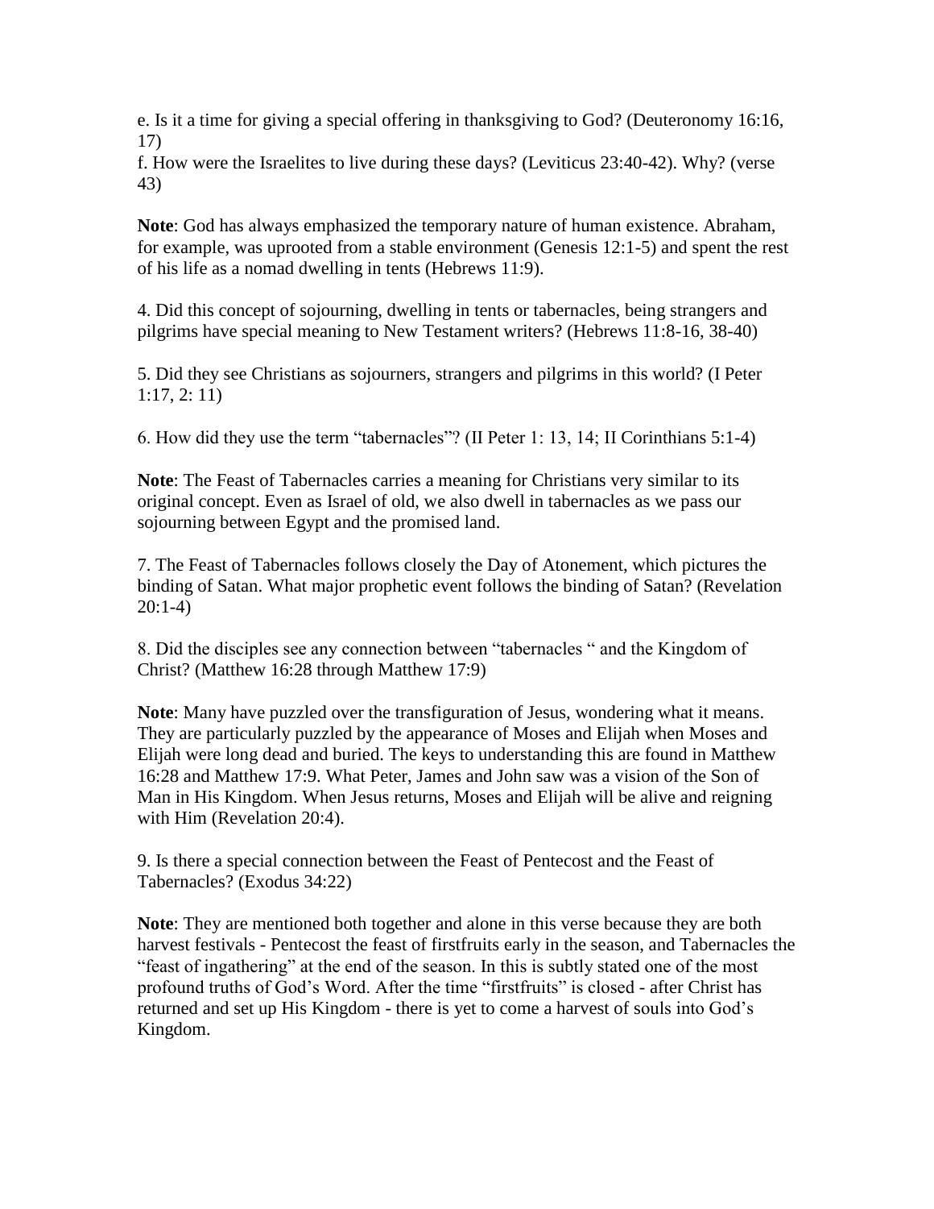e. Is it a time for giving a special offering in thanksgiving to God? (Deuteronomy 16:16, 17)

f. How were the Israelites to live during these days? (Leviticus 23:40-42). Why? (verse 43)

**Note**: God has always emphasized the temporary nature of human existence. Abraham, for example, was uprooted from a stable environment (Genesis 12:1-5) and spent the rest of his life as a nomad dwelling in tents (Hebrews 11:9).

4. Did this concept of sojourning, dwelling in tents or tabernacles, being strangers and pilgrims have special meaning to New Testament writers? (Hebrews 11:8-16, 38-40)

5. Did they see Christians as sojourners, strangers and pilgrims in this world? (I Peter 1:17, 2: 11)

6. How did they use the term "tabernacles"? (II Peter 1: 13, 14; II Corinthians 5:1-4)

**Note**: The Feast of Tabernacles carries a meaning for Christians very similar to its original concept. Even as Israel of old, we also dwell in tabernacles as we pass our sojourning between Egypt and the promised land.

7. The Feast of Tabernacles follows closely the Day of Atonement, which pictures the binding of Satan. What major prophetic event follows the binding of Satan? (Revelation 20:1-4)

8. Did the disciples see any connection between "tabernacles " and the Kingdom of Christ? (Matthew 16:28 through Matthew 17:9)

**Note**: Many have puzzled over the transfiguration of Jesus, wondering what it means. They are particularly puzzled by the appearance of Moses and Elijah when Moses and Elijah were long dead and buried. The keys to understanding this are found in Matthew 16:28 and Matthew 17:9. What Peter, James and John saw was a vision of the Son of Man in His Kingdom. When Jesus returns, Moses and Elijah will be alive and reigning with Him (Revelation 20:4).

9. Is there a special connection between the Feast of Pentecost and the Feast of Tabernacles? (Exodus 34:22)

**Note**: They are mentioned both together and alone in this verse because they are both harvest festivals - Pentecost the feast of firstfruits early in the season, and Tabernacles the "feast of ingathering" at the end of the season. In this is subtly stated one of the most profound truths of God's Word. After the time "firstfruits" is closed - after Christ has returned and set up His Kingdom - there is yet to come a harvest of souls into God's Kingdom.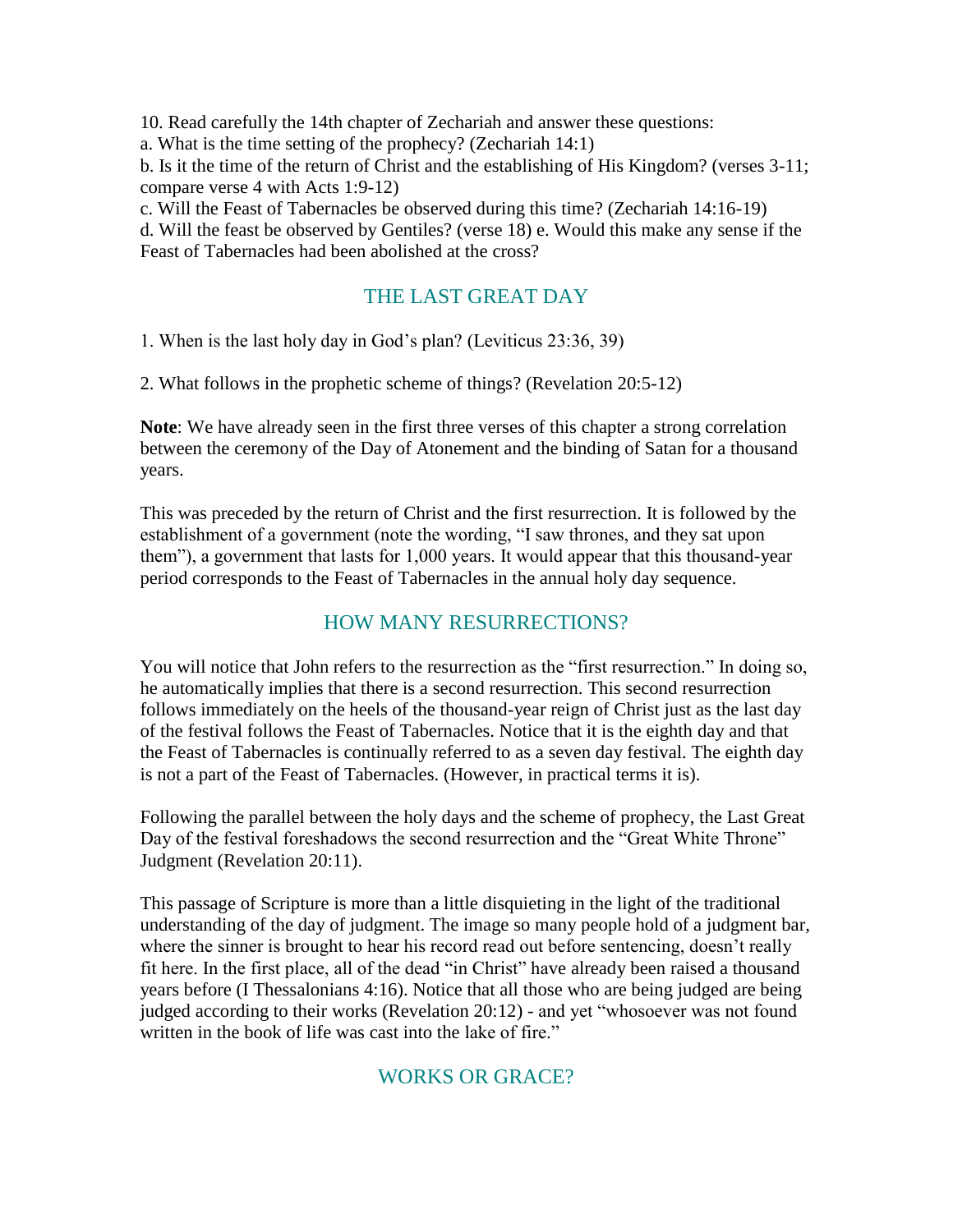10. Read carefully the 14th chapter of Zechariah and answer these questions:
a. What is the time setting of the prophecy? (Zechariah 14:1)
b. Is it the time of the return of Christ and the establishing of His Kingdom? (verses 3-11; compare verse 4 with Acts 1:9-12)
c. Will the Feast of Tabernacles be observed during this time? (Zechariah 14:16-19)
d. Will the feast be observed by Gentiles? (verse 18) e. Would this make any sense if the Feast of Tabernacles had been abolished at the cross?

## THE LAST GREAT DAY

1. When is the last holy day in God's plan? (Leviticus 23:36, 39)

2. What follows in the prophetic scheme of things? (Revelation 20:5-12)

**Note**: We have already seen in the first three verses of this chapter a strong correlation between the ceremony of the Day of Atonement and the binding of Satan for a thousand years.

This was preceded by the return of Christ and the first resurrection. It is followed by the establishment of a government (note the wording, "I saw thrones, and they sat upon them"), a government that lasts for 1,000 years. It would appear that this thousand-year period corresponds to the Feast of Tabernacles in the annual holy day sequence.

## HOW MANY RESURRECTIONS?

You will notice that John refers to the resurrection as the "first resurrection." In doing so, he automatically implies that there is a second resurrection. This second resurrection follows immediately on the heels of the thousand-year reign of Christ just as the last day of the festival follows the Feast of Tabernacles. Notice that it is the eighth day and that the Feast of Tabernacles is continually referred to as a seven day festival. The eighth day is not a part of the Feast of Tabernacles. (However, in practical terms it is).

Following the parallel between the holy days and the scheme of prophecy, the Last Great Day of the festival foreshadows the second resurrection and the "Great White Throne" Judgment (Revelation 20:11).

This passage of Scripture is more than a little disquieting in the light of the traditional understanding of the day of judgment. The image so many people hold of a judgment bar, where the sinner is brought to hear his record read out before sentencing, doesn't really fit here. In the first place, all of the dead "in Christ" have already been raised a thousand years before (I Thessalonians 4:16). Notice that all those who are being judged are being judged according to their works (Revelation 20:12) - and yet "whosoever was not found written in the book of life was cast into the lake of fire."

## WORKS OR GRACE?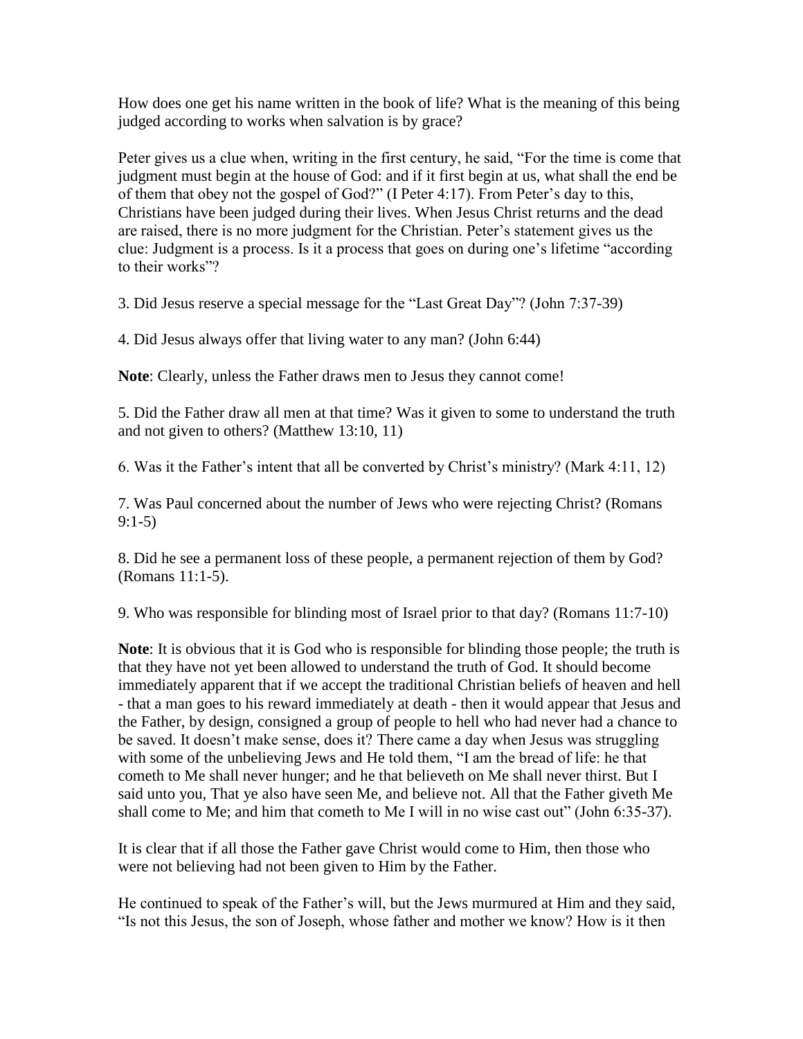How does one get his name written in the book of life? What is the meaning of this being judged according to works when salvation is by grace?

Peter gives us a clue when, writing in the first century, he said, “For the time is come that judgment must begin at the house of God: and if it first begin at us, what shall the end be of them that obey not the gospel of God?” (I Peter 4:17). From Peter’s day to this, Christians have been judged during their lives. When Jesus Christ returns and the dead are raised, there is no more judgment for the Christian. Peter’s statement gives us the clue: Judgment is a process. Is it a process that goes on during one’s lifetime “according to their works”?

3. Did Jesus reserve a special message for the “Last Great Day”? (John 7:37-39)

4. Did Jesus always offer that living water to any man? (John 6:44)

**Note**: Clearly, unless the Father draws men to Jesus they cannot come!

5. Did the Father draw all men at that time? Was it given to some to understand the truth and not given to others? (Matthew 13:10, 11)

6. Was it the Father’s intent that all be converted by Christ’s ministry? (Mark 4:11, 12)

7. Was Paul concerned about the number of Jews who were rejecting Christ? (Romans 9:1-5)

8. Did he see a permanent loss of these people, a permanent rejection of them by God? (Romans 11:1-5).

9. Who was responsible for blinding most of Israel prior to that day? (Romans 11:7-10)

**Note**: It is obvious that it is God who is responsible for blinding those people; the truth is that they have not yet been allowed to understand the truth of God. It should become immediately apparent that if we accept the traditional Christian beliefs of heaven and hell - that a man goes to his reward immediately at death - then it would appear that Jesus and the Father, by design, consigned a group of people to hell who had never had a chance to be saved. It doesn’t make sense, does it? There came a day when Jesus was struggling with some of the unbelieving Jews and He told them, “I am the bread of life: he that cometh to Me shall never hunger; and he that believeth on Me shall never thirst. But I said unto you, That ye also have seen Me, and believe not. All that the Father giveth Me shall come to Me; and him that cometh to Me I will in no wise cast out” (John 6:35-37).

It is clear that if all those the Father gave Christ would come to Him, then those who were not believing had not been given to Him by the Father.

He continued to speak of the Father’s will, but the Jews murmured at Him and they said, “Is not this Jesus, the son of Joseph, whose father and mother we know? How is it then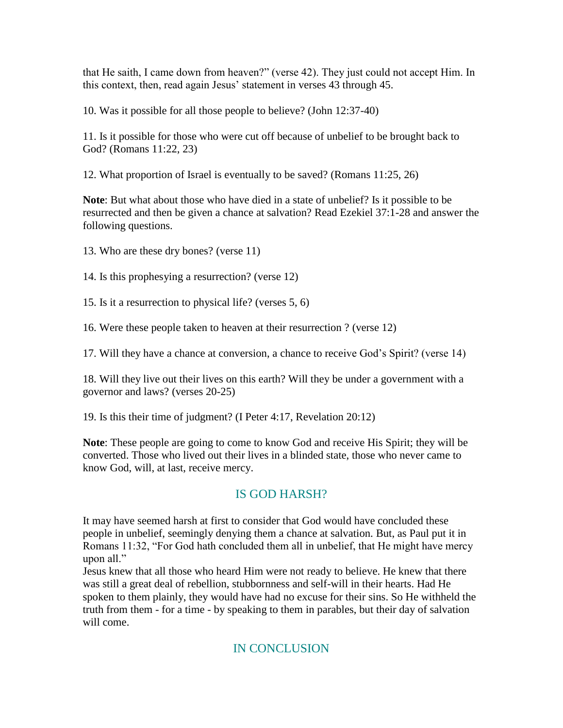that He saith, I came down from heaven?" (verse 42). They just could not accept Him. In this context, then, read again Jesus' statement in verses 43 through 45.

10. Was it possible for all those people to believe? (John 12:37-40)

11. Is it possible for those who were cut off because of unbelief to be brought back to God? (Romans 11:22, 23)

12. What proportion of Israel is eventually to be saved? (Romans 11:25, 26)

**Note**: But what about those who have died in a state of unbelief? Is it possible to be resurrected and then be given a chance at salvation? Read Ezekiel 37:1-28 and answer the following questions.

13. Who are these dry bones? (verse 11)

14. Is this prophesying a resurrection? (verse 12)

15. Is it a resurrection to physical life? (verses 5, 6)

16. Were these people taken to heaven at their resurrection ? (verse 12)

17. Will they have a chance at conversion, a chance to receive God's Spirit? (verse 14)

18. Will they live out their lives on this earth? Will they be under a government with a governor and laws? (verses 20-25)

19. Is this their time of judgment? (I Peter 4:17, Revelation 20:12)

**Note**: These people are going to come to know God and receive His Spirit; they will be converted. Those who lived out their lives in a blinded state, those who never came to know God, will, at last, receive mercy.

## IS GOD HARSH?

It may have seemed harsh at first to consider that God would have concluded these people in unbelief, seemingly denying them a chance at salvation. But, as Paul put it in Romans 11:32, "For God hath concluded them all in unbelief, that He might have mercy upon all."
Jesus knew that all those who heard Him were not ready to believe. He knew that there was still a great deal of rebellion, stubbornness and self-will in their hearts. Had He spoken to them plainly, they would have had no excuse for their sins. So He withheld the truth from them - for a time - by speaking to them in parables, but their day of salvation will come.

## IN CONCLUSION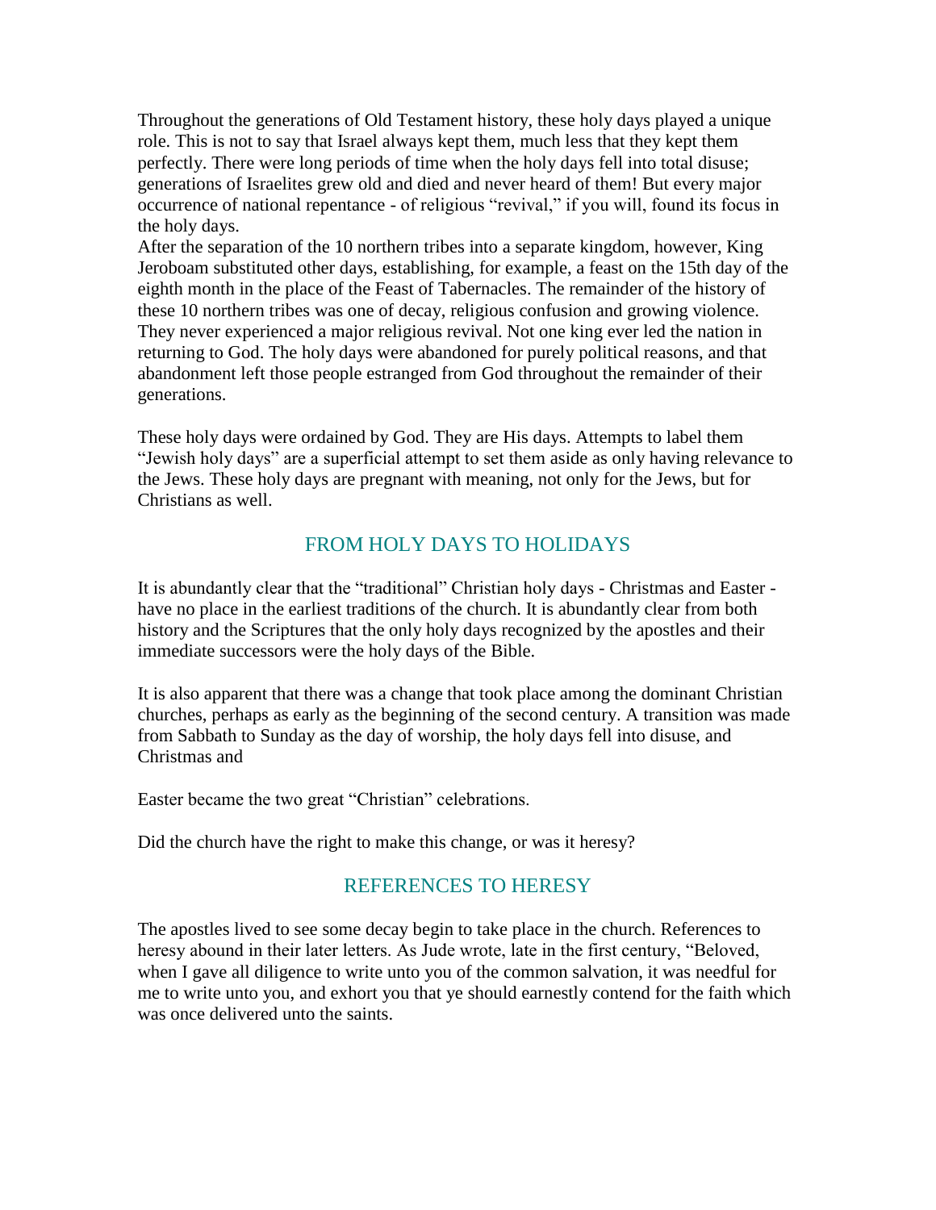Throughout the generations of Old Testament history, these holy days played a unique role. This is not to say that Israel always kept them, much less that they kept them perfectly. There were long periods of time when the holy days fell into total disuse; generations of Israelites grew old and died and never heard of them! But every major occurrence of national repentance - of religious "revival," if you will, found its focus in the holy days.

After the separation of the 10 northern tribes into a separate kingdom, however, King Jeroboam substituted other days, establishing, for example, a feast on the 15th day of the eighth month in the place of the Feast of Tabernacles. The remainder of the history of these 10 northern tribes was one of decay, religious confusion and growing violence. They never experienced a major religious revival. Not one king ever led the nation in returning to God. The holy days were abandoned for purely political reasons, and that abandonment left those people estranged from God throughout the remainder of their generations.

These holy days were ordained by God. They are His days. Attempts to label them "Jewish holy days" are a superficial attempt to set them aside as only having relevance to the Jews. These holy days are pregnant with meaning, not only for the Jews, but for Christians as well.

## FROM HOLY DAYS TO HOLIDAYS

It is abundantly clear that the "traditional" Christian holy days - Christmas and Easter - have no place in the earliest traditions of the church. It is abundantly clear from both history and the Scriptures that the only holy days recognized by the apostles and their immediate successors were the holy days of the Bible.

It is also apparent that there was a change that took place among the dominant Christian churches, perhaps as early as the beginning of the second century. A transition was made from Sabbath to Sunday as the day of worship, the holy days fell into disuse, and Christmas and

Easter became the two great "Christian" celebrations.

Did the church have the right to make this change, or was it heresy?

## REFERENCES TO HERESY

The apostles lived to see some decay begin to take place in the church. References to heresy abound in their later letters. As Jude wrote, late in the first century, "Beloved, when I gave all diligence to write unto you of the common salvation, it was needful for me to write unto you, and exhort you that ye should earnestly contend for the faith which was once delivered unto the saints.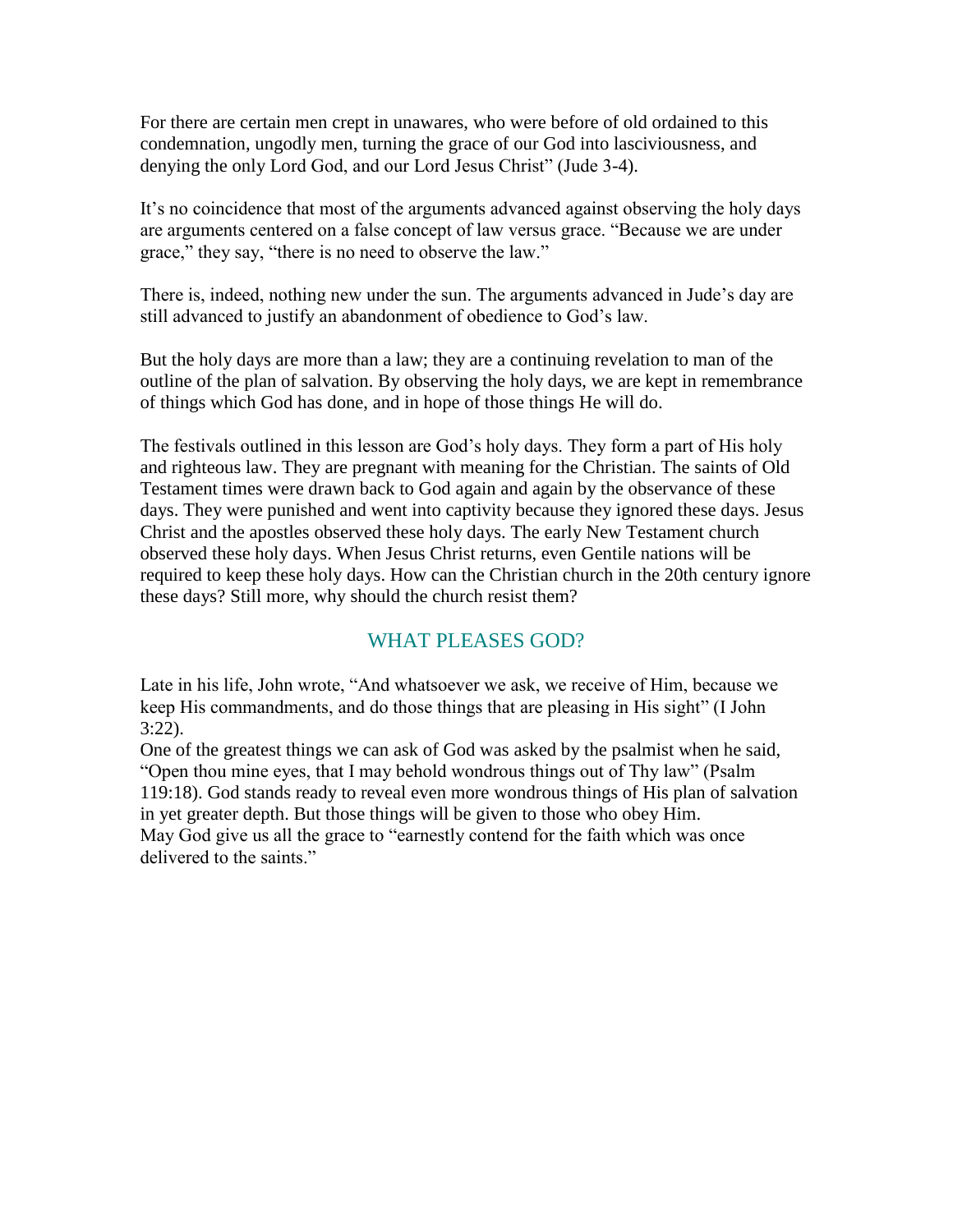For there are certain men crept in unawares, who were before of old ordained to this condemnation, ungodly men, turning the grace of our God into lasciviousness, and denying the only Lord God, and our Lord Jesus Christ" (Jude 3-4).

It's no coincidence that most of the arguments advanced against observing the holy days are arguments centered on a false concept of law versus grace. "Because we are under grace," they say, "there is no need to observe the law."

There is, indeed, nothing new under the sun. The arguments advanced in Jude's day are still advanced to justify an abandonment of obedience to God's law.

But the holy days are more than a law; they are a continuing revelation to man of the outline of the plan of salvation. By observing the holy days, we are kept in remembrance of things which God has done, and in hope of those things He will do.

The festivals outlined in this lesson are God's holy days. They form a part of His holy and righteous law. They are pregnant with meaning for the Christian. The saints of Old Testament times were drawn back to God again and again by the observance of these days. They were punished and went into captivity because they ignored these days. Jesus Christ and the apostles observed these holy days. The early New Testament church observed these holy days. When Jesus Christ returns, even Gentile nations will be required to keep these holy days. How can the Christian church in the 20th century ignore these days? Still more, why should the church resist them?

## WHAT PLEASES GOD?

Late in his life, John wrote, "And whatsoever we ask, we receive of Him, because we keep His commandments, and do those things that are pleasing in His sight" (I John 3:22).

One of the greatest things we can ask of God was asked by the psalmist when he said, "Open thou mine eyes, that I may behold wondrous things out of Thy law" (Psalm 119:18). God stands ready to reveal even more wondrous things of His plan of salvation in yet greater depth. But those things will be given to those who obey Him.

May God give us all the grace to "earnestly contend for the faith which was once delivered to the saints."